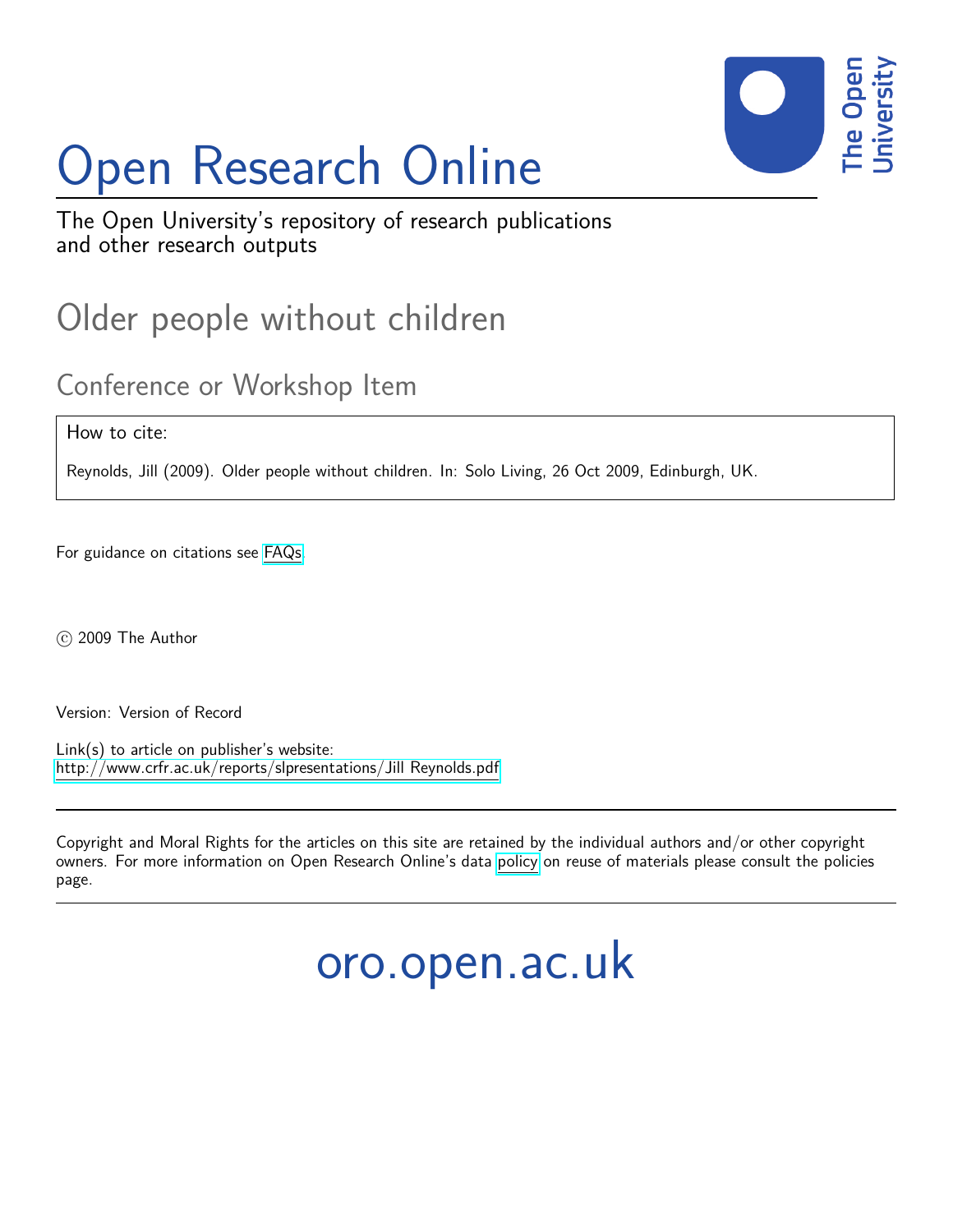# Open Research Online

The Open University's repository of research publications and other research outputs

## Older people without children

### Conference or Workshop Item

How to cite:

Reynolds, Jill (2009). Older people without children. In: Solo Living, 26 Oct 2009, Edinburgh, UK.

For guidance on citations see FAQs.

© 2009 The Author

Version: Version of Record

Link(s) to article on publisher's website:
http://www.crfr.ac.uk/reports/slpresentations/Jill Reynolds.pdf

Copyright and Moral Rights for the articles on this site are retained by the individual authors and/or other copyright owners. For more information on Open Research Online's data policy on reuse of materials please consult the policies page.

oro.open.ac.uk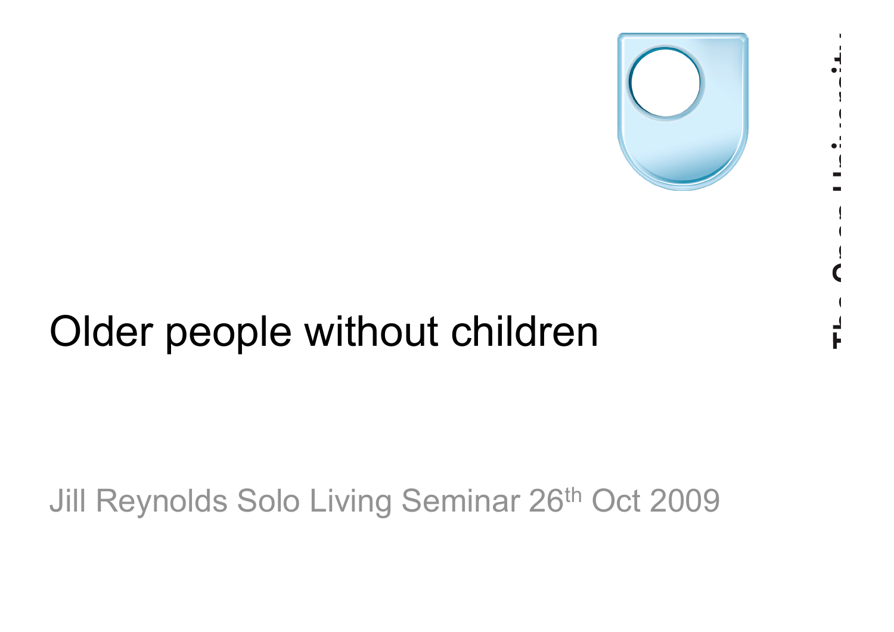# Older people without children

Jill Reynolds Solo Living Seminar 26th Oct 2009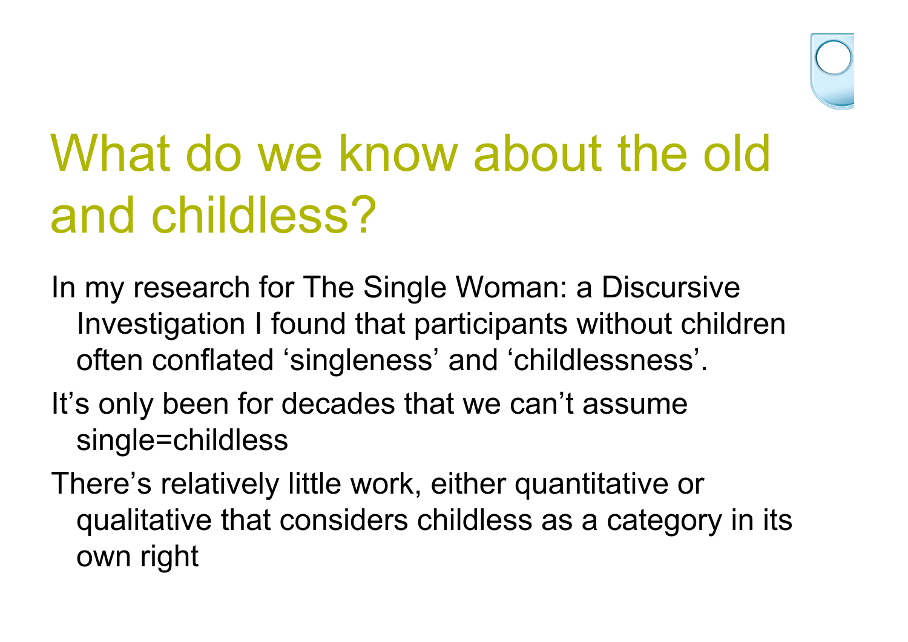# What do we know about the old and childless?

In my research for The Single Woman: a Discursive Investigation I found that participants without children often conflated 'singleness' and 'childlessness'.

It's only been for decades that we can't assume single=childless

There's relatively little work, either quantitative or qualitative that considers childless as a category in its own right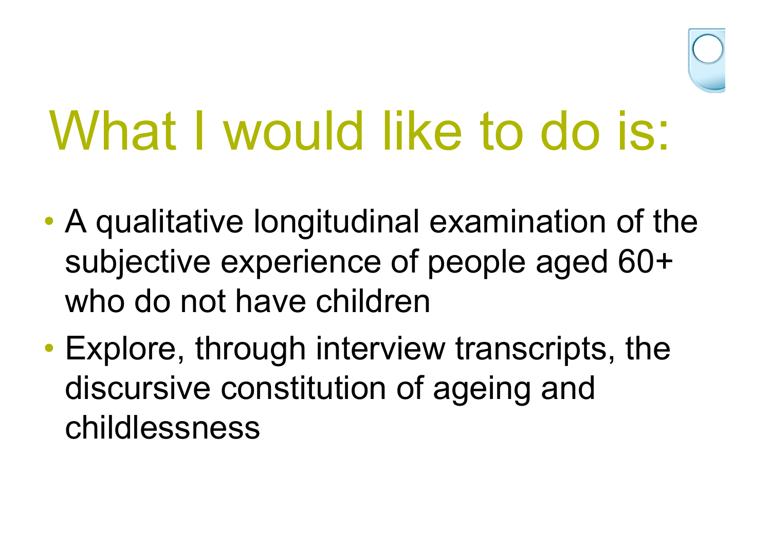# What I would like to do is:

- A qualitative longitudinal examination of the subjective experience of people aged 60+ who do not have children
- Explore, through interview transcripts, the discursive constitution of ageing and childlessness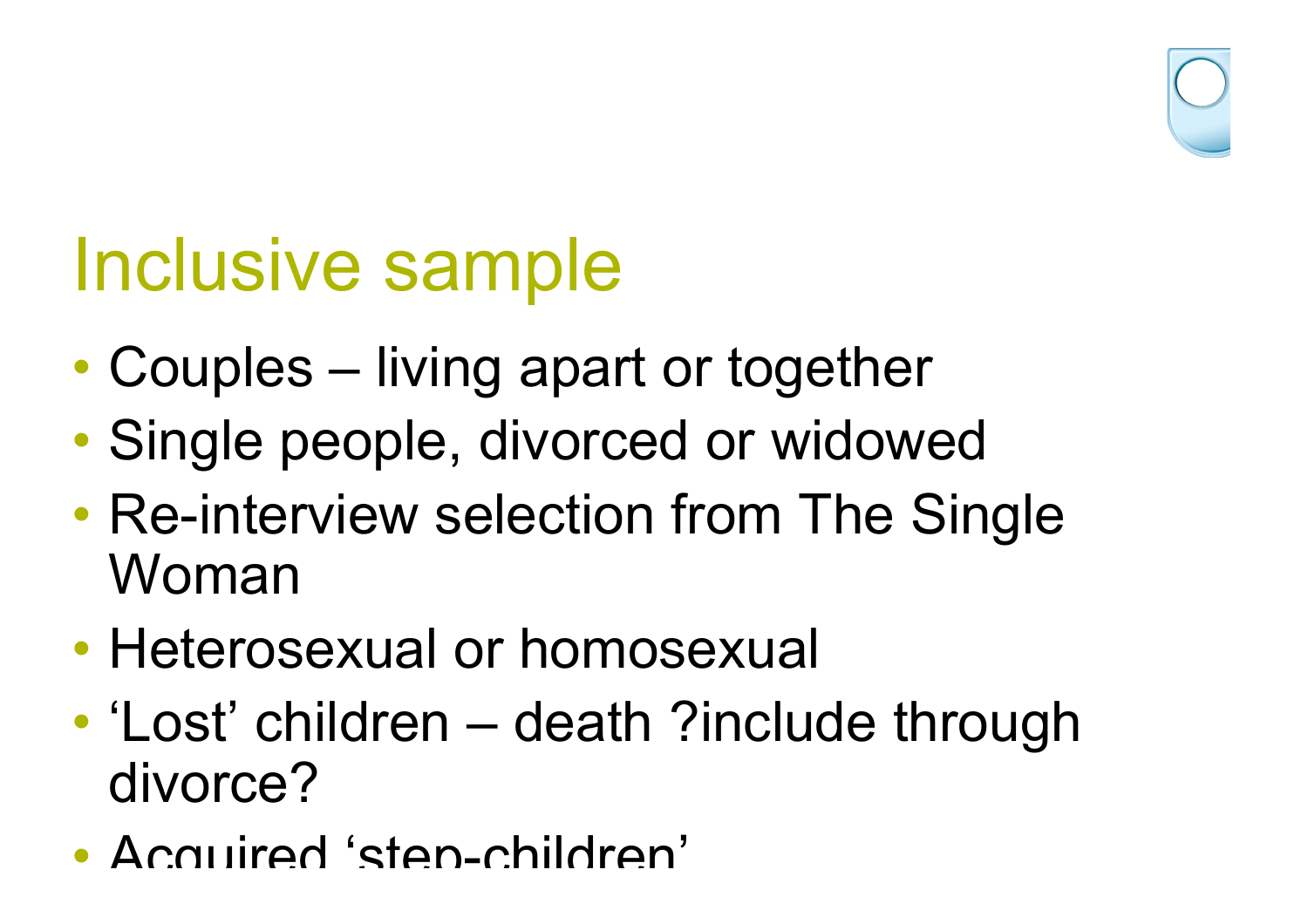# Inclusive sample

- Couples – living apart or together
- Single people, divorced or widowed
- Re-interview selection from The Single Woman
- Heterosexual or homosexual
- 'Lost' children – death ?include through divorce?
- Acquired 'step-children'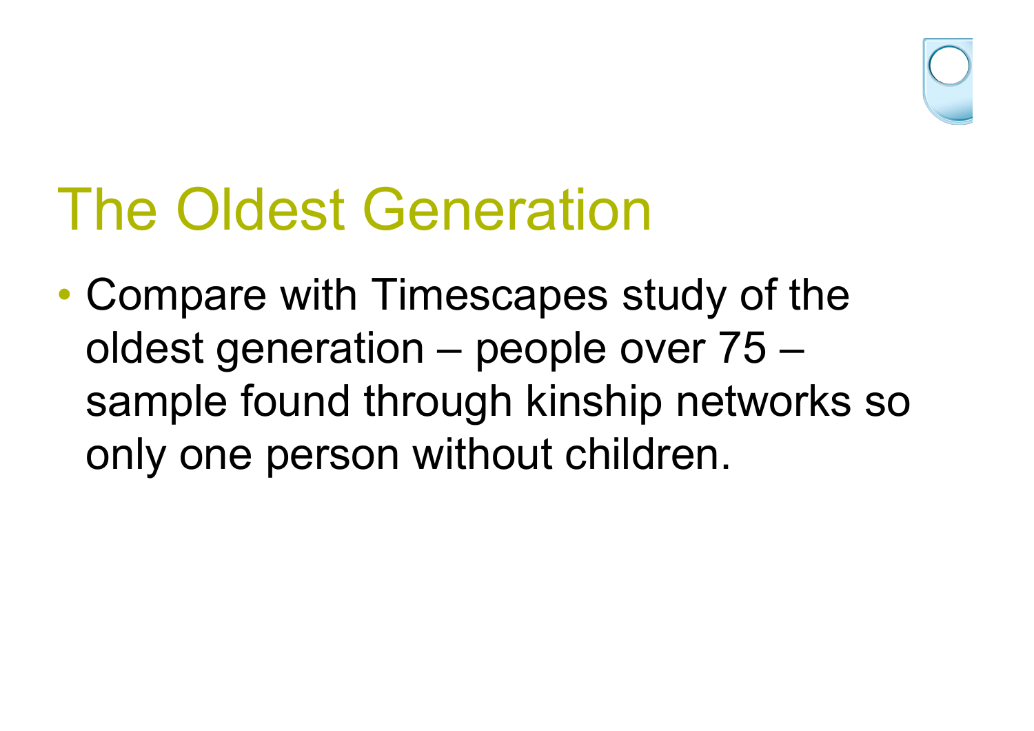# The Oldest Generation

- Compare with Timescapes study of the oldest generation – people over 75 – sample found through kinship networks so only one person without children.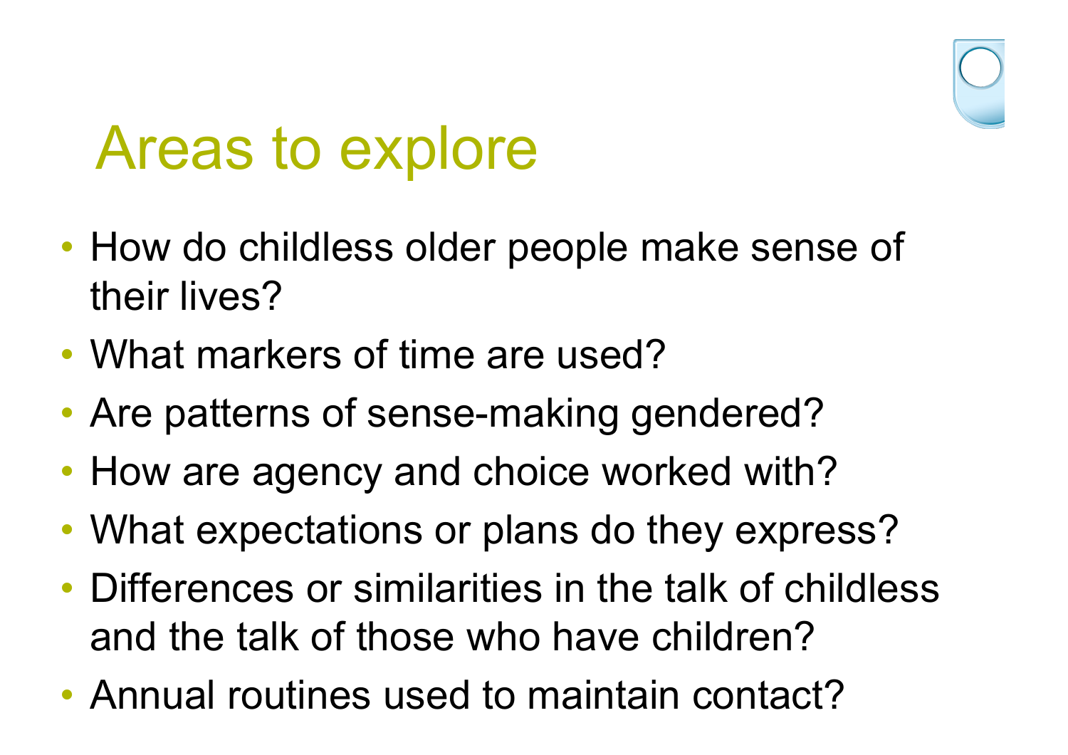# Areas to explore

- How do childless older people make sense of their lives?
- What markers of time are used?
- Are patterns of sense-making gendered?
- How are agency and choice worked with?
- What expectations or plans do they express?
- Differences or similarities in the talk of childless and the talk of those who have children?
- Annual routines used to maintain contact?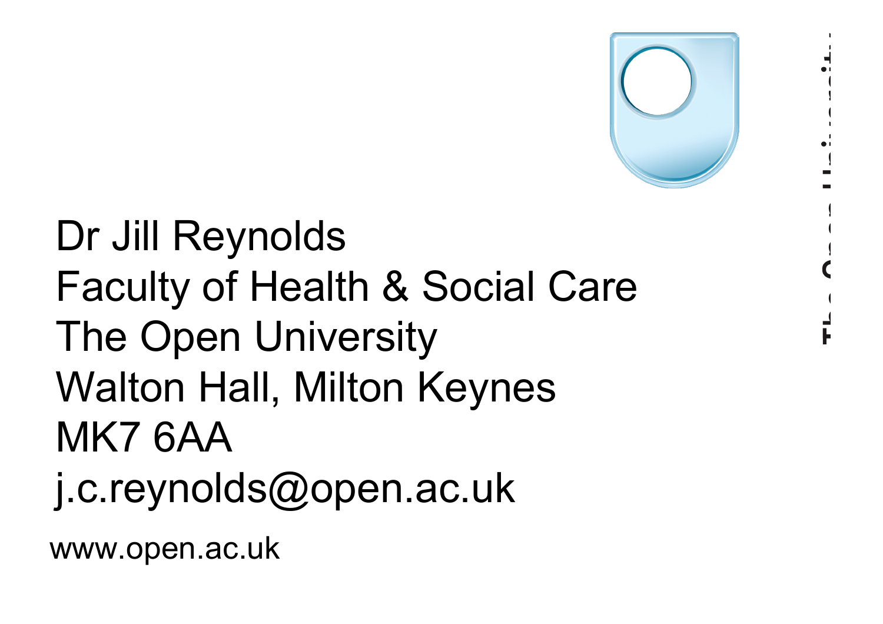Dr Jill Reynolds
Faculty of Health & Social Care
The Open University
Walton Hall, Milton Keynes
MK7 6AA
j.c.reynolds@open.ac.uk

www.open.ac.uk